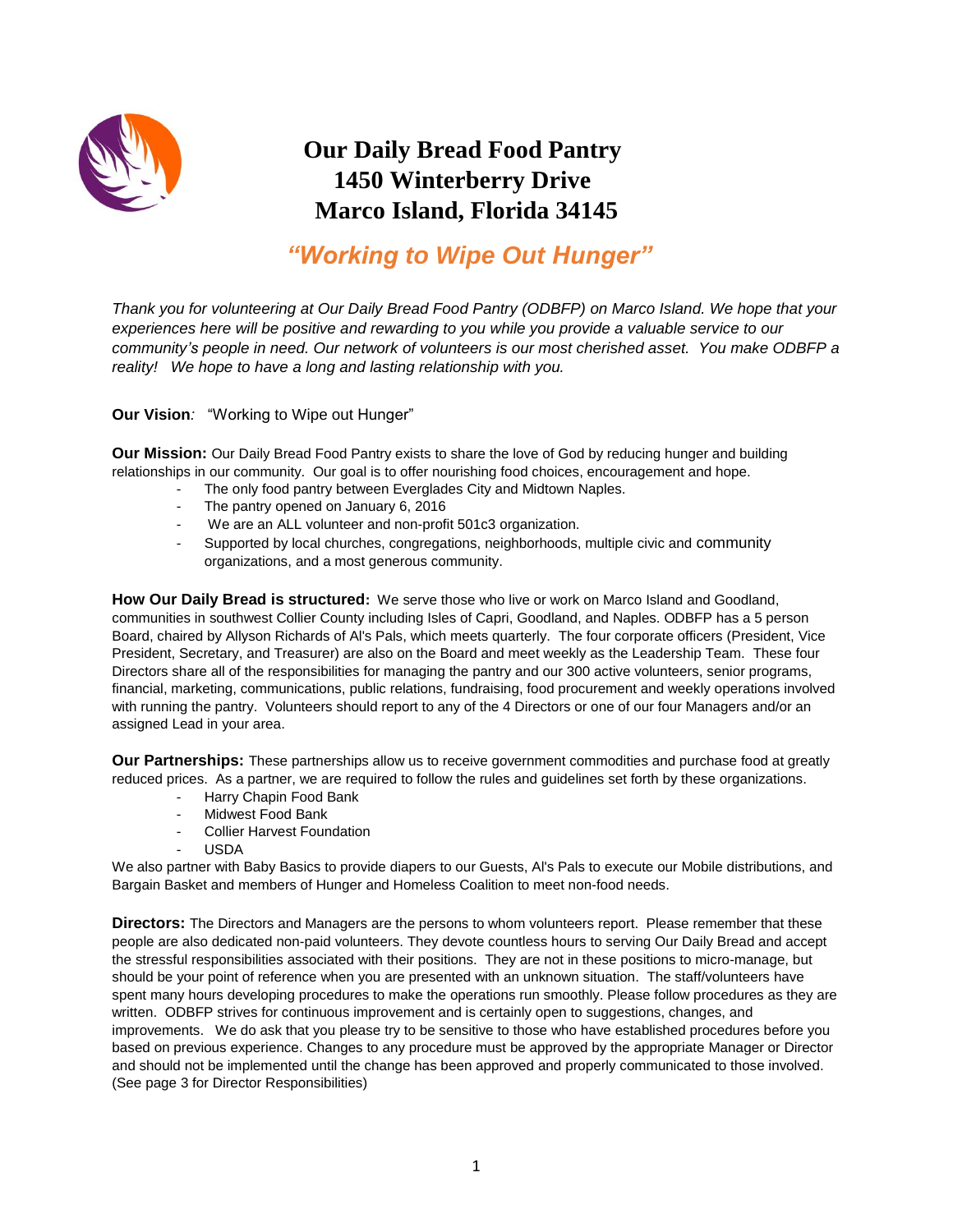# Our Daily Bread Food Pantry
# 1450 Winterberry Drive
# Marco Island, Florida 34145

## *"Working to Wipe Out Hunger"*

*Thank you for volunteering at Our Daily Bread Food Pantry (ODBFP) on Marco Island. We hope that your experiences here will be positive and rewarding to you while you provide a valuable service to our community's people in need. Our network of volunteers is our most cherished asset. You make ODBFP a reality! We hope to have a long and lasting relationship with you.*

**Our Vision***:* "Working to Wipe out Hunger"

**Our Mission:** Our Daily Bread Food Pantry exists to share the love of God by reducing hunger and building relationships in our community. Our goal is to offer nourishing food choices, encouragement and hope.

- The only food pantry between Everglades City and Midtown Naples.
- The pantry opened on January 6, 2016
- We are an ALL volunteer and non-profit 501c3 organization.
- Supported by local churches, congregations, neighborhoods, multiple civic and community organizations, and a most generous community.

**How Our Daily Bread is structured:** We serve those who live or work on Marco Island and Goodland, communities in southwest Collier County including Isles of Capri, Goodland, and Naples. ODBFP has a 5 person Board, chaired by Allyson Richards of Al's Pals, which meets quarterly. The four corporate officers (President, Vice President, Secretary, and Treasurer) are also on the Board and meet weekly as the Leadership Team. These four Directors share all of the responsibilities for managing the pantry and our 300 active volunteers, senior programs, financial, marketing, communications, public relations, fundraising, food procurement and weekly operations involved with running the pantry. Volunteers should report to any of the 4 Directors or one of our four Managers and/or an assigned Lead in your area.

**Our Partnerships:** These partnerships allow us to receive government commodities and purchase food at greatly reduced prices. As a partner, we are required to follow the rules and guidelines set forth by these organizations.

- Harry Chapin Food Bank
- Midwest Food Bank
- Collier Harvest Foundation
- USDA

We also partner with Baby Basics to provide diapers to our Guests, Al's Pals to execute our Mobile distributions, and Bargain Basket and members of Hunger and Homeless Coalition to meet non-food needs.

**Directors:** The Directors and Managers are the persons to whom volunteers report. Please remember that these people are also dedicated non-paid volunteers. They devote countless hours to serving Our Daily Bread and accept the stressful responsibilities associated with their positions. They are not in these positions to micro-manage, but should be your point of reference when you are presented with an unknown situation. The staff/volunteers have spent many hours developing procedures to make the operations run smoothly. Please follow procedures as they are written. ODBFP strives for continuous improvement and is certainly open to suggestions, changes, and improvements. We do ask that you please try to be sensitive to those who have established procedures before you based on previous experience. Changes to any procedure must be approved by the appropriate Manager or Director and should not be implemented until the change has been approved and properly communicated to those involved. (See page 3 for Director Responsibilities)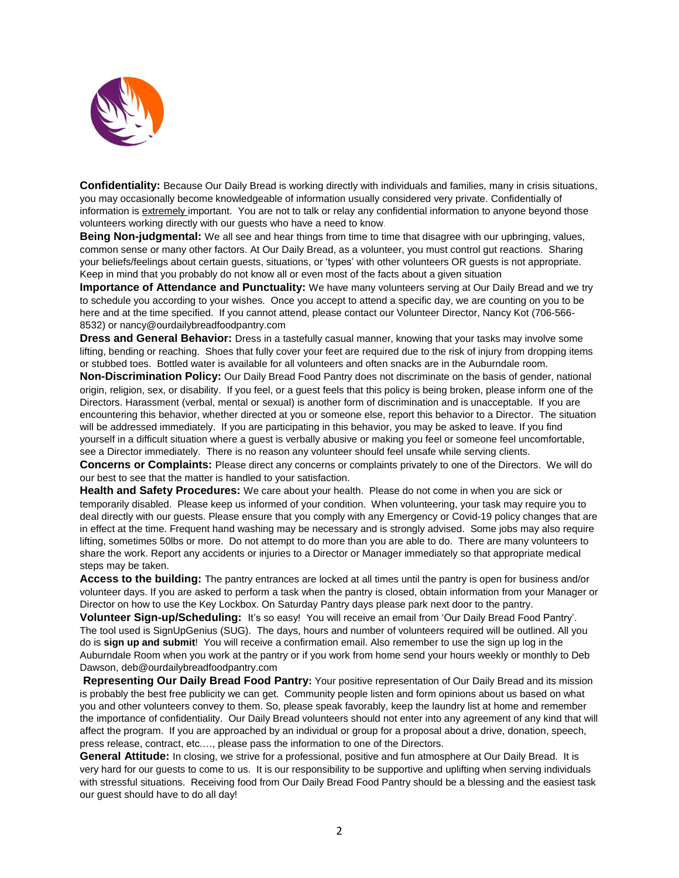**Confidentiality:** Because Our Daily Bread is working directly with individuals and families, many in crisis situations, you may occasionally become knowledgeable of information usually considered very private. Confidentially of information is extremely important. You are not to talk or relay any confidential information to anyone beyond those volunteers working directly with our guests who have a need to know.

**Being Non-judgmental:** We all see and hear things from time to time that disagree with our upbringing, values, common sense or many other factors. At Our Daily Bread, as a volunteer, you must control gut reactions. Sharing your beliefs/feelings about certain guests, situations, or 'types' with other volunteers OR guests is not appropriate. Keep in mind that you probably do not know all or even most of the facts about a given situation

**Importance of Attendance and Punctuality:** We have many volunteers serving at Our Daily Bread and we try to schedule you according to your wishes. Once you accept to attend a specific day, we are counting on you to be here and at the time specified. If you cannot attend, please contact our Volunteer Director, Nancy Kot (706-566-8532) or nancy@ourdailybreadfoodpantry.com

**Dress and General Behavior:** Dress in a tastefully casual manner, knowing that your tasks may involve some lifting, bending or reaching. Shoes that fully cover your feet are required due to the risk of injury from dropping items or stubbed toes. Bottled water is available for all volunteers and often snacks are in the Auburndale room.

**Non-Discrimination Policy:** Our Daily Bread Food Pantry does not discriminate on the basis of gender, national origin, religion, sex, or disability. If you feel, or a guest feels that this policy is being broken, please inform one of the Directors. Harassment (verbal, mental or sexual) is another form of discrimination and is unacceptable. If you are encountering this behavior, whether directed at you or someone else, report this behavior to a Director. The situation will be addressed immediately. If you are participating in this behavior, you may be asked to leave. If you find yourself in a difficult situation where a guest is verbally abusive or making you feel or someone feel uncomfortable, see a Director immediately. There is no reason any volunteer should feel unsafe while serving clients.

**Concerns or Complaints:** Please direct any concerns or complaints privately to one of the Directors. We will do our best to see that the matter is handled to your satisfaction.

**Health and Safety Procedures:** We care about your health. Please do not come in when you are sick or temporarily disabled. Please keep us informed of your condition. When volunteering, your task may require you to deal directly with our guests. Please ensure that you comply with any Emergency or Covid-19 policy changes that are in effect at the time. Frequent hand washing may be necessary and is strongly advised. Some jobs may also require lifting, sometimes 50lbs or more. Do not attempt to do more than you are able to do. There are many volunteers to share the work. Report any accidents or injuries to a Director or Manager immediately so that appropriate medical steps may be taken.

**Access to the building:** The pantry entrances are locked at all times until the pantry is open for business and/or volunteer days. If you are asked to perform a task when the pantry is closed, obtain information from your Manager or Director on how to use the Key Lockbox. On Saturday Pantry days please park next door to the pantry.

**Volunteer Sign-up/Scheduling:** It's so easy! You will receive an email from 'Our Daily Bread Food Pantry'. The tool used is SignUpGenius (SUG). The days, hours and number of volunteers required will be outlined. All you do is **sign up and submit**! You will receive a confirmation email. Also remember to use the sign up log in the Auburndale Room when you work at the pantry or if you work from home send your hours weekly or monthly to Deb Dawson, deb@ourdailybreadfoodpantry.com

**Representing Our Daily Bread Food Pantry:** Your positive representation of Our Daily Bread and its mission is probably the best free publicity we can get. Community people listen and form opinions about us based on what you and other volunteers convey to them. So, please speak favorably, keep the laundry list at home and remember the importance of confidentiality. Our Daily Bread volunteers should not enter into any agreement of any kind that will affect the program. If you are approached by an individual or group for a proposal about a drive, donation, speech, press release, contract, etc.…, please pass the information to one of the Directors.

**General Attitude:** In closing, we strive for a professional, positive and fun atmosphere at Our Daily Bread. It is very hard for our guests to come to us. It is our responsibility to be supportive and uplifting when serving individuals with stressful situations. Receiving food from Our Daily Bread Food Pantry should be a blessing and the easiest task our guest should have to do all day!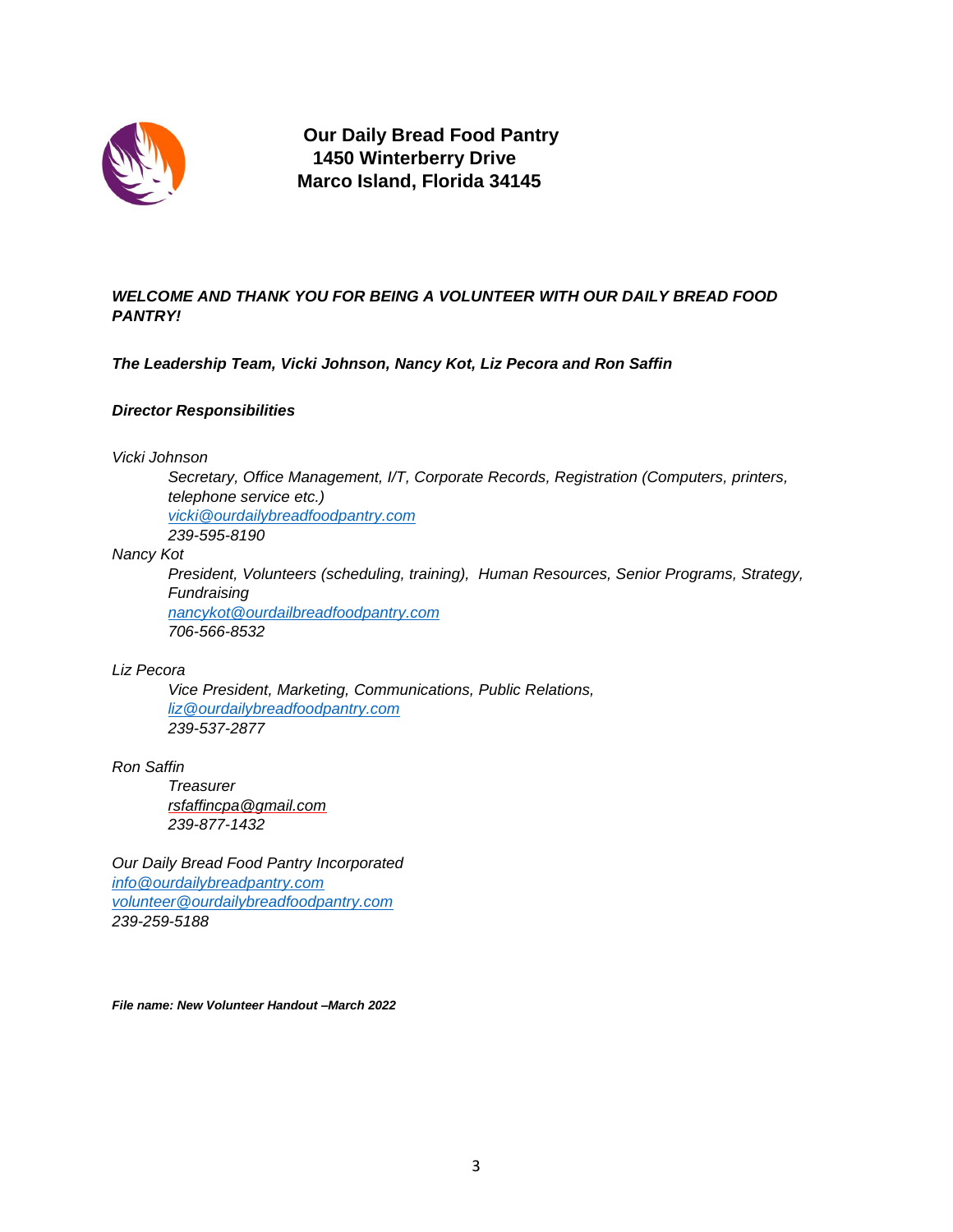**Our Daily Bread Food Pantry**
**1450 Winterberry Drive**
**Marco Island, Florida 34145**

***WELCOME AND THANK YOU FOR BEING A VOLUNTEER WITH OUR DAILY BREAD FOOD PANTRY!***

***The Leadership Team, Vicki Johnson, Nancy Kot, Liz Pecora and Ron Saffin***

***Director Responsibilities***

*Vicki Johnson*

*Secretary, Office Management, I/T, Corporate Records, Registration (Computers, printers, telephone service etc.)*
*vicki@ourdailybreadfoodpantry.com*
*239-595-8190*

*Nancy Kot*

*President, Volunteers (scheduling, training), Human Resources, Senior Programs, Strategy, Fundraising*
*nancykot@ourdailbreadfoodpantry.com*
*706-566-8532*

*Liz Pecora*

*Vice President, Marketing, Communications, Public Relations,*
*liz@ourdailybreadfoodpantry.com*
*239-537-2877*

*Ron Saffin*

*Treasurer*
*rsfaffincpa@gmail.com*
*239-877-1432*

*Our Daily Bread Food Pantry Incorporated*
*info@ourdailybreadpantry.com*
*volunteer@ourdailybreadfoodpantry.com*
*239-259-5188*

***File name: New Volunteer Handout –March 2022***